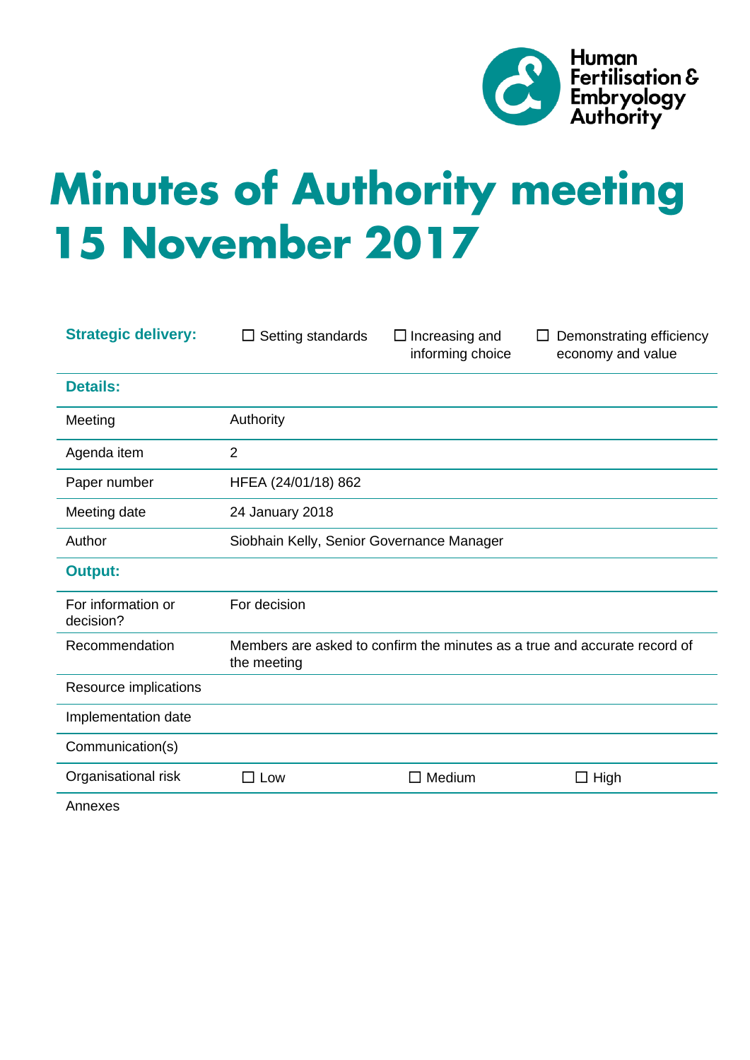Human Fertilisation & Embryology Authority

# Minutes of Authority meeting 15 November 2017

| | | | |
|---|---|---|---|
| **Strategic delivery:** | ☐ Setting standards | ☐ Increasing and informing choice | ☐ Demonstrating efficiency economy and value |
| **Details:** | | | |
| Meeting | Authority | | |
| Agenda item | 2 | | |
| Paper number | HFEA (24/01/18) 862 | | |
| Meeting date | 24 January 2018 | | |
| Author | Siobhain Kelly, Senior Governance Manager | | |
| **Output:** | | | |
| For information or decision? | For decision | | |
| Recommendation | Members are asked to confirm the minutes as a true and accurate record of the meeting | | |
| Resource implications | | | |
| Implementation date | | | |
| Communication(s) | | | |
| Organisational risk | ☐ Low | ☐ Medium | ☐ High |
| Annexes | | | |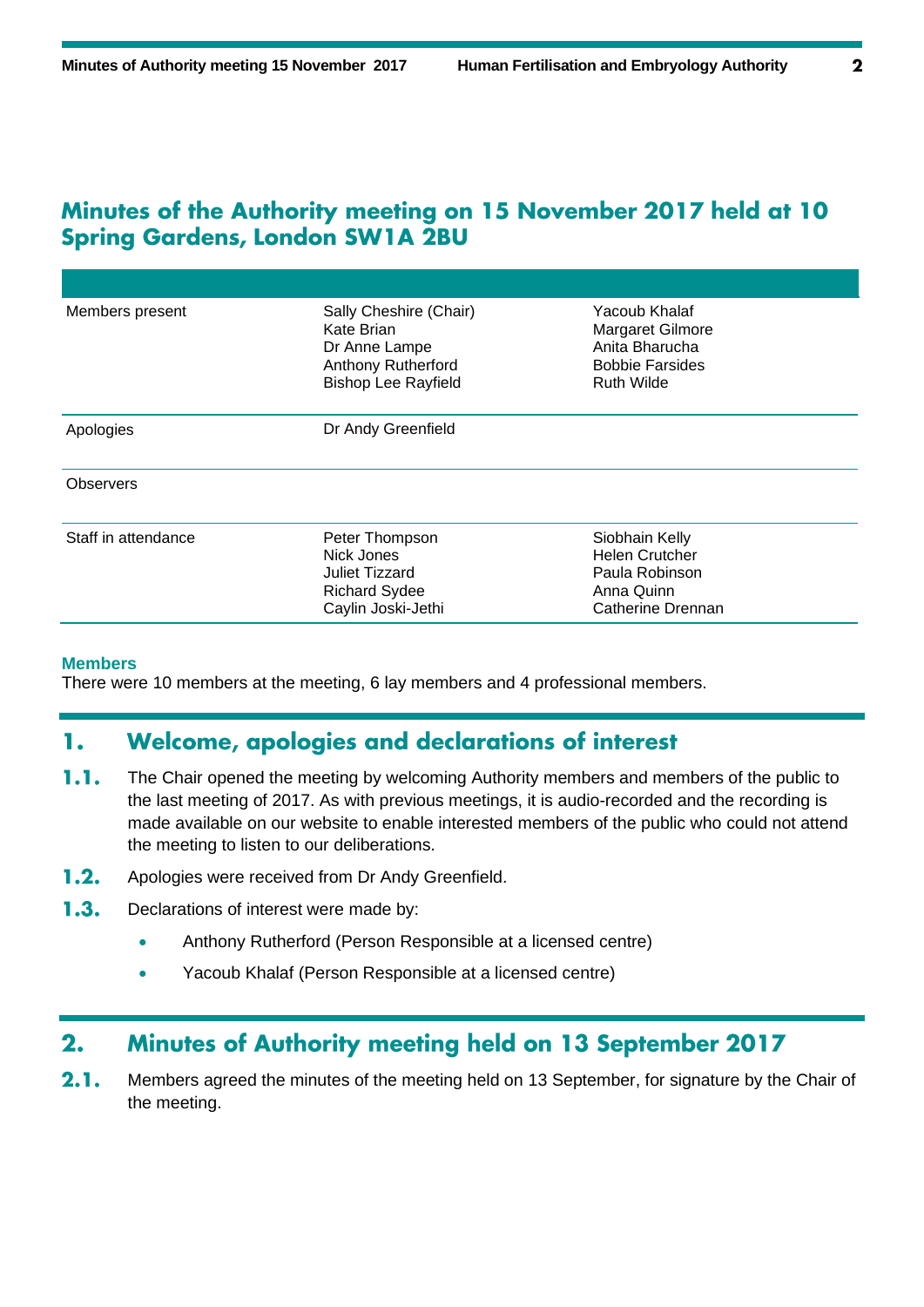# Minutes of the Authority meeting on 15 November 2017 held at 10 Spring Gardens, London SW1A 2BU

| | | |
|---|---|---|
| Members present | Sally Cheshire (Chair)<br>Kate Brian<br>Dr Anne Lampe<br>Anthony Rutherford<br>Bishop Lee Rayfield | Yacoub Khalaf<br>Margaret Gilmore<br>Anita Bharucha<br>Bobbie Farsides<br>Ruth Wilde |
| Apologies | Dr Andy Greenfield | |
| Observers | | |
| Staff in attendance | Peter Thompson<br>Nick Jones<br>Juliet Tizzard<br>Richard Sydee<br>Caylin Joski-Jethi | Siobhain Kelly<br>Helen Crutcher<br>Paula Robinson<br>Anna Quinn<br>Catherine Drennan |

**Members**

There were 10 members at the meeting, 6 lay members and 4 professional members.

## 1. Welcome, apologies and declarations of interest

**1.1.** The Chair opened the meeting by welcoming Authority members and members of the public to the last meeting of 2017. As with previous meetings, it is audio-recorded and the recording is made available on our website to enable interested members of the public who could not attend the meeting to listen to our deliberations.

**1.2.** Apologies were received from Dr Andy Greenfield.

**1.3.** Declarations of interest were made by:

- Anthony Rutherford (Person Responsible at a licensed centre)
- Yacoub Khalaf (Person Responsible at a licensed centre)

## 2. Minutes of Authority meeting held on 13 September 2017

**2.1.** Members agreed the minutes of the meeting held on 13 September, for signature by the Chair of the meeting.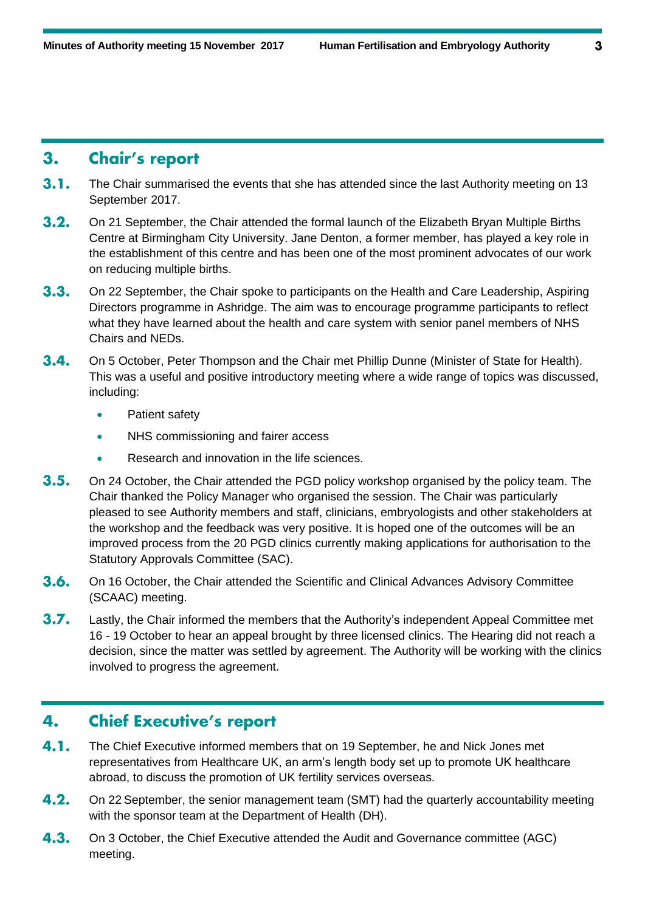## 3. Chair's report

**3.1.** The Chair summarised the events that she has attended since the last Authority meeting on 13 September 2017.

**3.2.** On 21 September, the Chair attended the formal launch of the Elizabeth Bryan Multiple Births Centre at Birmingham City University. Jane Denton, a former member, has played a key role in the establishment of this centre and has been one of the most prominent advocates of our work on reducing multiple births.

**3.3.** On 22 September, the Chair spoke to participants on the Health and Care Leadership, Aspiring Directors programme in Ashridge. The aim was to encourage programme participants to reflect what they have learned about the health and care system with senior panel members of NHS Chairs and NEDs.

**3.4.** On 5 October, Peter Thompson and the Chair met Phillip Dunne (Minister of State for Health). This was a useful and positive introductory meeting where a wide range of topics was discussed, including:

- Patient safety
- NHS commissioning and fairer access
- Research and innovation in the life sciences.

**3.5.** On 24 October, the Chair attended the PGD policy workshop organised by the policy team. The Chair thanked the Policy Manager who organised the session. The Chair was particularly pleased to see Authority members and staff, clinicians, embryologists and other stakeholders at the workshop and the feedback was very positive. It is hoped one of the outcomes will be an improved process from the 20 PGD clinics currently making applications for authorisation to the Statutory Approvals Committee (SAC).

**3.6.** On 16 October, the Chair attended the Scientific and Clinical Advances Advisory Committee (SCAAC) meeting.

**3.7.** Lastly, the Chair informed the members that the Authority's independent Appeal Committee met 16 - 19 October to hear an appeal brought by three licensed clinics. The Hearing did not reach a decision, since the matter was settled by agreement. The Authority will be working with the clinics involved to progress the agreement.

## 4. Chief Executive's report

**4.1.** The Chief Executive informed members that on 19 September, he and Nick Jones met representatives from Healthcare UK, an arm's length body set up to promote UK healthcare abroad, to discuss the promotion of UK fertility services overseas.

**4.2.** On 22 September, the senior management team (SMT) had the quarterly accountability meeting with the sponsor team at the Department of Health (DH).

**4.3.** On 3 October, the Chief Executive attended the Audit and Governance committee (AGC) meeting.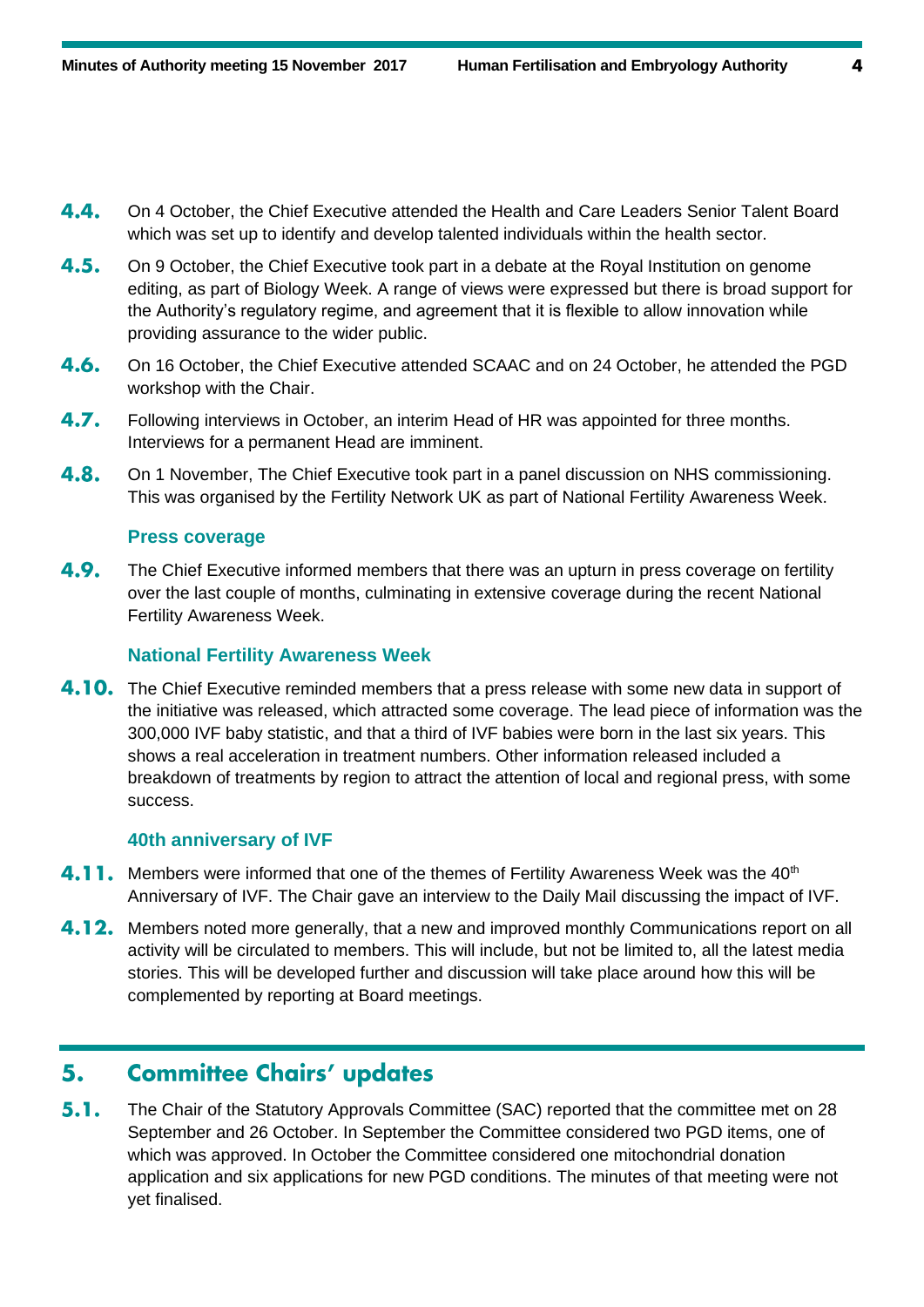**4.4.** On 4 October, the Chief Executive attended the Health and Care Leaders Senior Talent Board which was set up to identify and develop talented individuals within the health sector.

**4.5.** On 9 October, the Chief Executive took part in a debate at the Royal Institution on genome editing, as part of Biology Week. A range of views were expressed but there is broad support for the Authority's regulatory regime, and agreement that it is flexible to allow innovation while providing assurance to the wider public.

**4.6.** On 16 October, the Chief Executive attended SCAAC and on 24 October, he attended the PGD workshop with the Chair.

**4.7.** Following interviews in October, an interim Head of HR was appointed for three months. Interviews for a permanent Head are imminent.

**4.8.** On 1 November, The Chief Executive took part in a panel discussion on NHS commissioning. This was organised by the Fertility Network UK as part of National Fertility Awareness Week.

### Press coverage

**4.9.** The Chief Executive informed members that there was an upturn in press coverage on fertility over the last couple of months, culminating in extensive coverage during the recent National Fertility Awareness Week.

### National Fertility Awareness Week

**4.10.** The Chief Executive reminded members that a press release with some new data in support of the initiative was released, which attracted some coverage. The lead piece of information was the 300,000 IVF baby statistic, and that a third of IVF babies were born in the last six years. This shows a real acceleration in treatment numbers. Other information released included a breakdown of treatments by region to attract the attention of local and regional press, with some success.

### 40th anniversary of IVF

**4.11.** Members were informed that one of the themes of Fertility Awareness Week was the 40th Anniversary of IVF. The Chair gave an interview to the Daily Mail discussing the impact of IVF.

**4.12.** Members noted more generally, that a new and improved monthly Communications report on all activity will be circulated to members. This will include, but not be limited to, all the latest media stories. This will be developed further and discussion will take place around how this will be complemented by reporting at Board meetings.

## 5. Committee Chairs' updates

**5.1.** The Chair of the Statutory Approvals Committee (SAC) reported that the committee met on 28 September and 26 October. In September the Committee considered two PGD items, one of which was approved. In October the Committee considered one mitochondrial donation application and six applications for new PGD conditions. The minutes of that meeting were not yet finalised.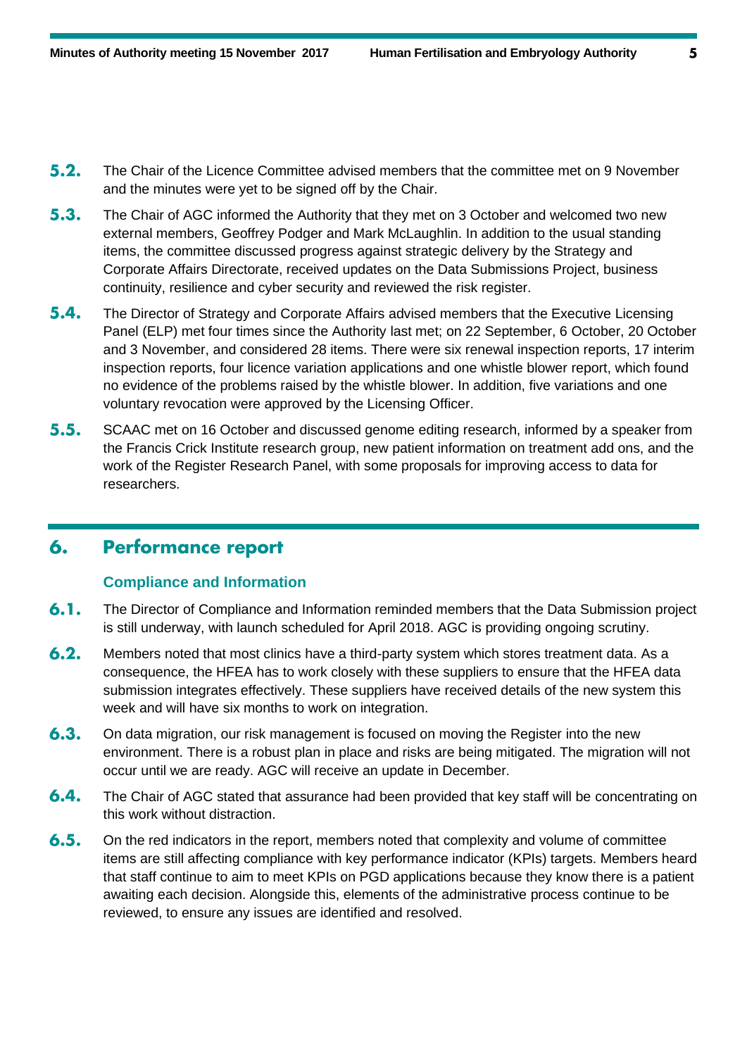**5.2.** The Chair of the Licence Committee advised members that the committee met on 9 November and the minutes were yet to be signed off by the Chair.

**5.3.** The Chair of AGC informed the Authority that they met on 3 October and welcomed two new external members, Geoffrey Podger and Mark McLaughlin. In addition to the usual standing items, the committee discussed progress against strategic delivery by the Strategy and Corporate Affairs Directorate, received updates on the Data Submissions Project, business continuity, resilience and cyber security and reviewed the risk register.

**5.4.** The Director of Strategy and Corporate Affairs advised members that the Executive Licensing Panel (ELP) met four times since the Authority last met; on 22 September, 6 October, 20 October and 3 November, and considered 28 items. There were six renewal inspection reports, 17 interim inspection reports, four licence variation applications and one whistle blower report, which found no evidence of the problems raised by the whistle blower. In addition, five variations and one voluntary revocation were approved by the Licensing Officer.

**5.5.** SCAAC met on 16 October and discussed genome editing research, informed by a speaker from the Francis Crick Institute research group, new patient information on treatment add ons, and the work of the Register Research Panel, with some proposals for improving access to data for researchers.

## 6. Performance report

### Compliance and Information

**6.1.** The Director of Compliance and Information reminded members that the Data Submission project is still underway, with launch scheduled for April 2018. AGC is providing ongoing scrutiny.

**6.2.** Members noted that most clinics have a third-party system which stores treatment data. As a consequence, the HFEA has to work closely with these suppliers to ensure that the HFEA data submission integrates effectively. These suppliers have received details of the new system this week and will have six months to work on integration.

**6.3.** On data migration, our risk management is focused on moving the Register into the new environment. There is a robust plan in place and risks are being mitigated. The migration will not occur until we are ready. AGC will receive an update in December.

**6.4.** The Chair of AGC stated that assurance had been provided that key staff will be concentrating on this work without distraction.

**6.5.** On the red indicators in the report, members noted that complexity and volume of committee items are still affecting compliance with key performance indicator (KPIs) targets. Members heard that staff continue to aim to meet KPIs on PGD applications because they know there is a patient awaiting each decision. Alongside this, elements of the administrative process continue to be reviewed, to ensure any issues are identified and resolved.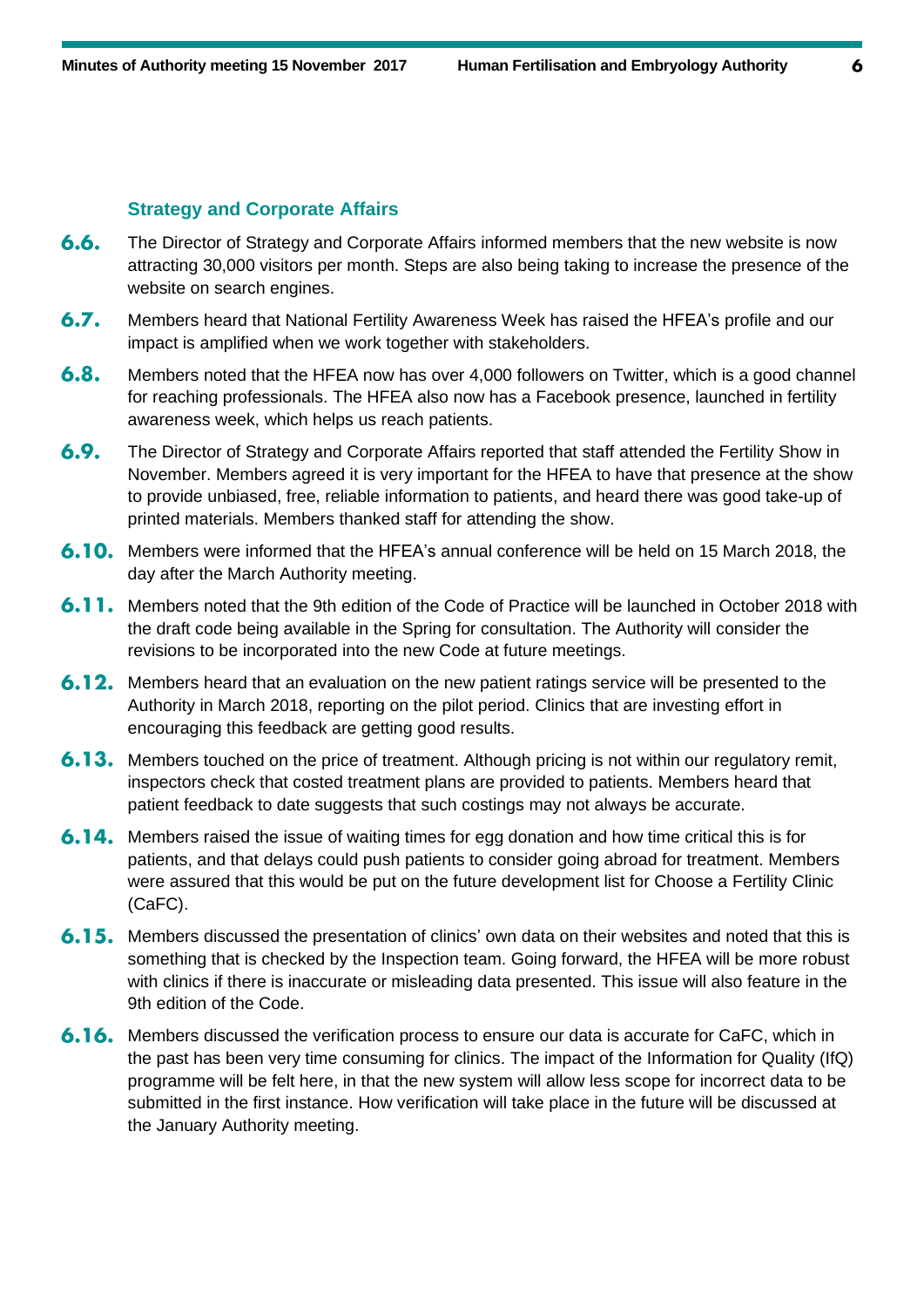### Strategy and Corporate Affairs

**6.6.** The Director of Strategy and Corporate Affairs informed members that the new website is now attracting 30,000 visitors per month. Steps are also being taking to increase the presence of the website on search engines.

**6.7.** Members heard that National Fertility Awareness Week has raised the HFEA's profile and our impact is amplified when we work together with stakeholders.

**6.8.** Members noted that the HFEA now has over 4,000 followers on Twitter, which is a good channel for reaching professionals. The HFEA also now has a Facebook presence, launched in fertility awareness week, which helps us reach patients.

**6.9.** The Director of Strategy and Corporate Affairs reported that staff attended the Fertility Show in November. Members agreed it is very important for the HFEA to have that presence at the show to provide unbiased, free, reliable information to patients, and heard there was good take-up of printed materials. Members thanked staff for attending the show.

**6.10.** Members were informed that the HFEA's annual conference will be held on 15 March 2018, the day after the March Authority meeting.

**6.11.** Members noted that the 9th edition of the Code of Practice will be launched in October 2018 with the draft code being available in the Spring for consultation. The Authority will consider the revisions to be incorporated into the new Code at future meetings.

**6.12.** Members heard that an evaluation on the new patient ratings service will be presented to the Authority in March 2018, reporting on the pilot period. Clinics that are investing effort in encouraging this feedback are getting good results.

**6.13.** Members touched on the price of treatment. Although pricing is not within our regulatory remit, inspectors check that costed treatment plans are provided to patients. Members heard that patient feedback to date suggests that such costings may not always be accurate.

**6.14.** Members raised the issue of waiting times for egg donation and how time critical this is for patients, and that delays could push patients to consider going abroad for treatment. Members were assured that this would be put on the future development list for Choose a Fertility Clinic (CaFC).

**6.15.** Members discussed the presentation of clinics' own data on their websites and noted that this is something that is checked by the Inspection team. Going forward, the HFEA will be more robust with clinics if there is inaccurate or misleading data presented. This issue will also feature in the 9th edition of the Code.

**6.16.** Members discussed the verification process to ensure our data is accurate for CaFC, which in the past has been very time consuming for clinics. The impact of the Information for Quality (IfQ) programme will be felt here, in that the new system will allow less scope for incorrect data to be submitted in the first instance. How verification will take place in the future will be discussed at the January Authority meeting.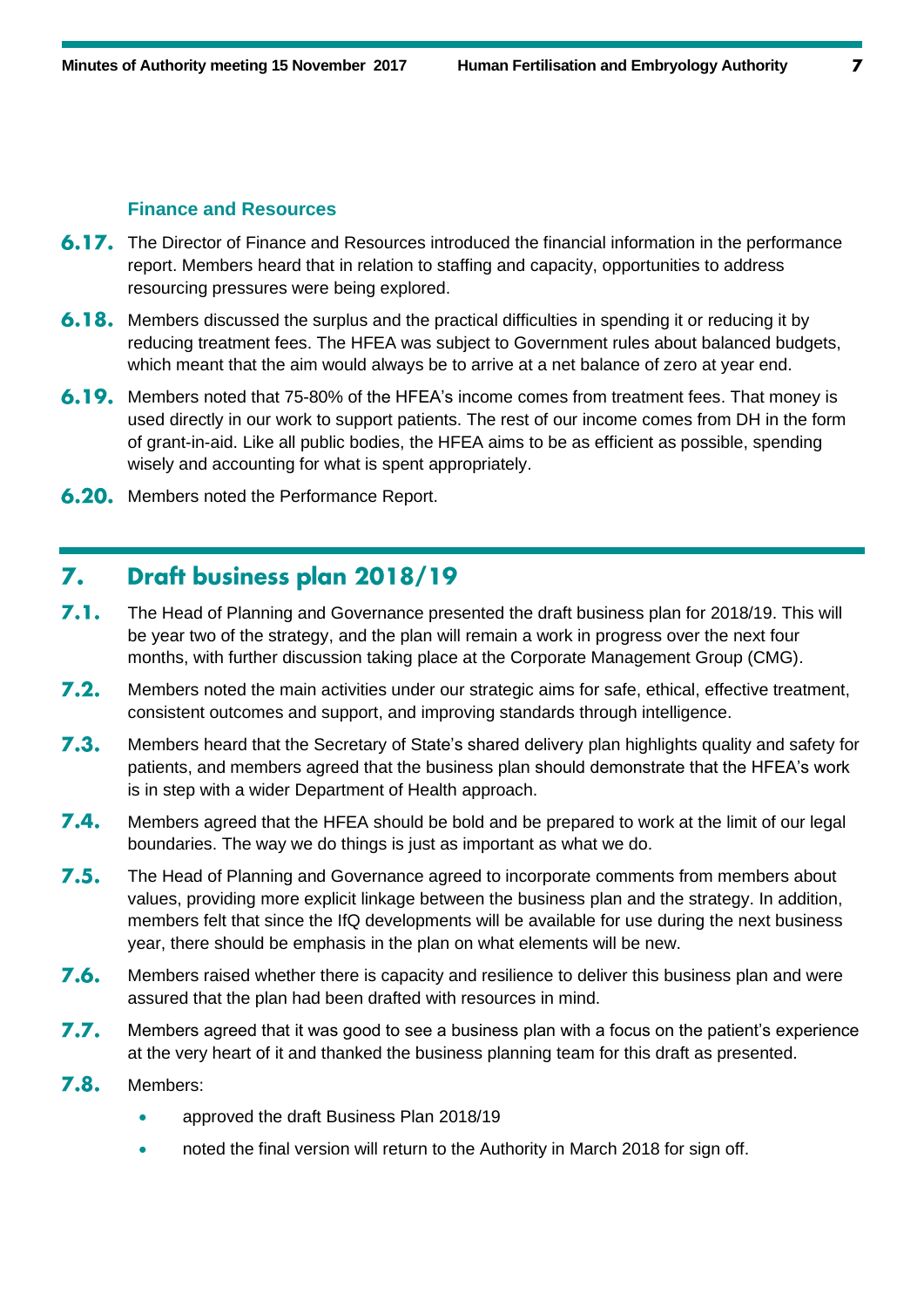### Finance and Resources

**6.17.** The Director of Finance and Resources introduced the financial information in the performance report. Members heard that in relation to staffing and capacity, opportunities to address resourcing pressures were being explored.

**6.18.** Members discussed the surplus and the practical difficulties in spending it or reducing it by reducing treatment fees. The HFEA was subject to Government rules about balanced budgets, which meant that the aim would always be to arrive at a net balance of zero at year end.

**6.19.** Members noted that 75-80% of the HFEA's income comes from treatment fees. That money is used directly in our work to support patients. The rest of our income comes from DH in the form of grant-in-aid. Like all public bodies, the HFEA aims to be as efficient as possible, spending wisely and accounting for what is spent appropriately.

**6.20.** Members noted the Performance Report.

## 7. Draft business plan 2018/19

**7.1.** The Head of Planning and Governance presented the draft business plan for 2018/19. This will be year two of the strategy, and the plan will remain a work in progress over the next four months, with further discussion taking place at the Corporate Management Group (CMG).

**7.2.** Members noted the main activities under our strategic aims for safe, ethical, effective treatment, consistent outcomes and support, and improving standards through intelligence.

**7.3.** Members heard that the Secretary of State's shared delivery plan highlights quality and safety for patients, and members agreed that the business plan should demonstrate that the HFEA's work is in step with a wider Department of Health approach.

**7.4.** Members agreed that the HFEA should be bold and be prepared to work at the limit of our legal boundaries. The way we do things is just as important as what we do.

**7.5.** The Head of Planning and Governance agreed to incorporate comments from members about values, providing more explicit linkage between the business plan and the strategy. In addition, members felt that since the IfQ developments will be available for use during the next business year, there should be emphasis in the plan on what elements will be new.

**7.6.** Members raised whether there is capacity and resilience to deliver this business plan and were assured that the plan had been drafted with resources in mind.

**7.7.** Members agreed that it was good to see a business plan with a focus on the patient's experience at the very heart of it and thanked the business planning team for this draft as presented.

**7.8.** Members:

- approved the draft Business Plan 2018/19
- noted the final version will return to the Authority in March 2018 for sign off.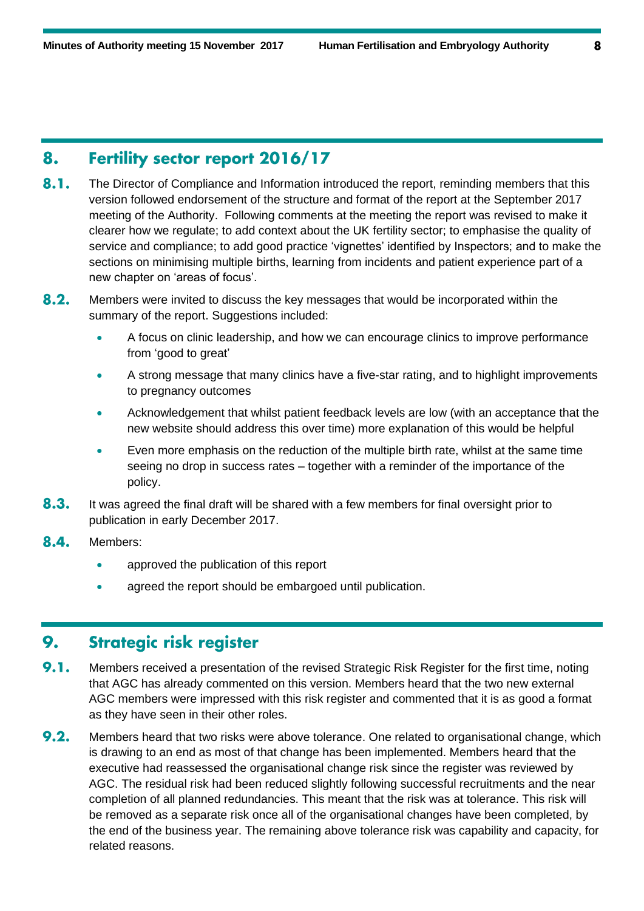## 8. Fertility sector report 2016/17

**8.1.** The Director of Compliance and Information introduced the report, reminding members that this version followed endorsement of the structure and format of the report at the September 2017 meeting of the Authority. Following comments at the meeting the report was revised to make it clearer how we regulate; to add context about the UK fertility sector; to emphasise the quality of service and compliance; to add good practice 'vignettes' identified by Inspectors; and to make the sections on minimising multiple births, learning from incidents and patient experience part of a new chapter on 'areas of focus'.

**8.2.** Members were invited to discuss the key messages that would be incorporated within the summary of the report. Suggestions included:

- A focus on clinic leadership, and how we can encourage clinics to improve performance from 'good to great'
- A strong message that many clinics have a five-star rating, and to highlight improvements to pregnancy outcomes
- Acknowledgement that whilst patient feedback levels are low (with an acceptance that the new website should address this over time) more explanation of this would be helpful
- Even more emphasis on the reduction of the multiple birth rate, whilst at the same time seeing no drop in success rates – together with a reminder of the importance of the policy.

**8.3.** It was agreed the final draft will be shared with a few members for final oversight prior to publication in early December 2017.

**8.4.** Members:

- approved the publication of this report
- agreed the report should be embargoed until publication.

## 9. Strategic risk register

**9.1.** Members received a presentation of the revised Strategic Risk Register for the first time, noting that AGC has already commented on this version. Members heard that the two new external AGC members were impressed with this risk register and commented that it is as good a format as they have seen in their other roles.

**9.2.** Members heard that two risks were above tolerance. One related to organisational change, which is drawing to an end as most of that change has been implemented. Members heard that the executive had reassessed the organisational change risk since the register was reviewed by AGC. The residual risk had been reduced slightly following successful recruitments and the near completion of all planned redundancies. This meant that the risk was at tolerance. This risk will be removed as a separate risk once all of the organisational changes have been completed, by the end of the business year. The remaining above tolerance risk was capability and capacity, for related reasons.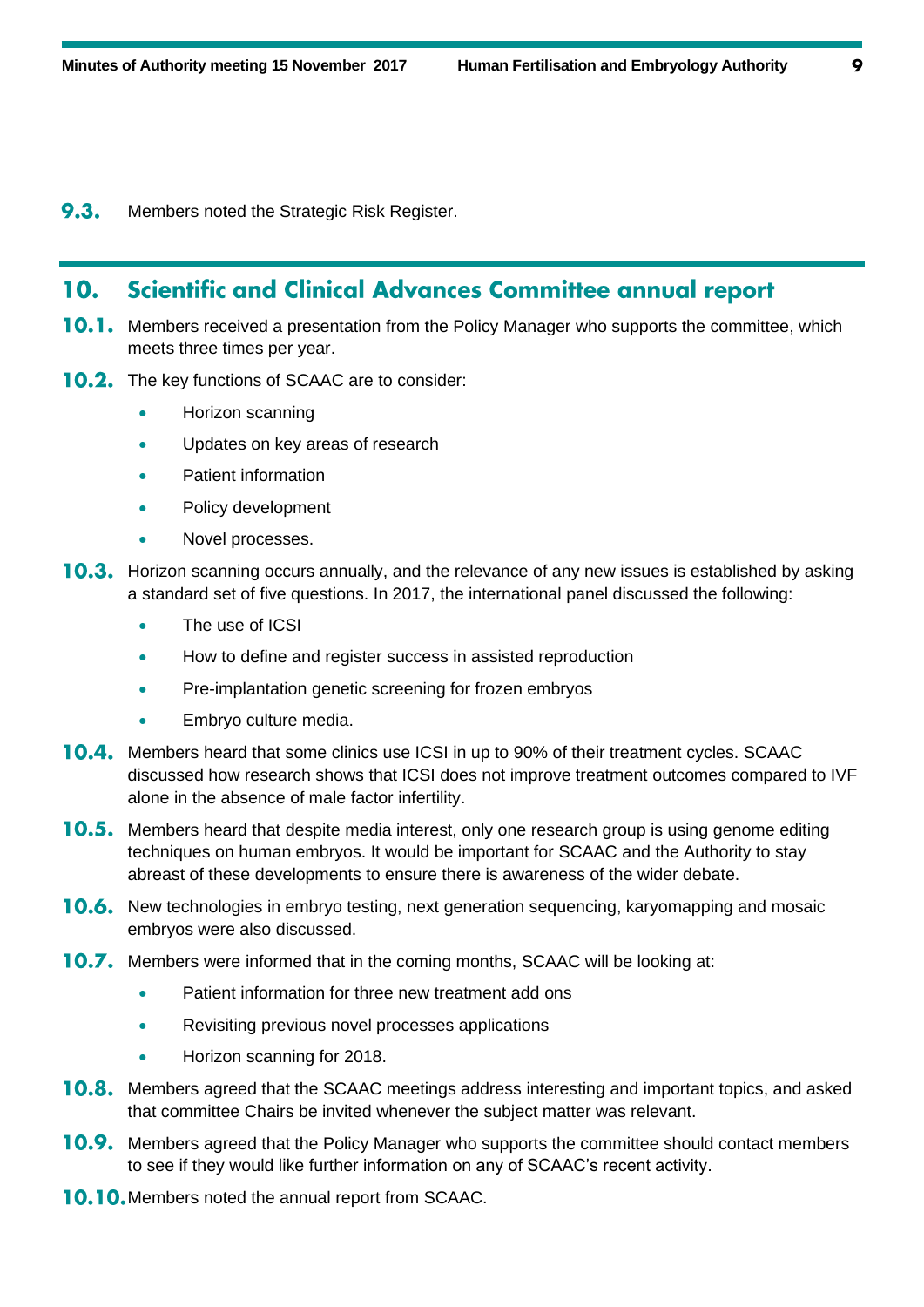**9.3.** Members noted the Strategic Risk Register.

## 10. Scientific and Clinical Advances Committee annual report

**10.1.** Members received a presentation from the Policy Manager who supports the committee, which meets three times per year.

**10.2.** The key functions of SCAAC are to consider:

- Horizon scanning
- Updates on key areas of research
- Patient information
- Policy development
- Novel processes.

**10.3.** Horizon scanning occurs annually, and the relevance of any new issues is established by asking a standard set of five questions. In 2017, the international panel discussed the following:

- The use of ICSI
- How to define and register success in assisted reproduction
- Pre-implantation genetic screening for frozen embryos
- Embryo culture media.

**10.4.** Members heard that some clinics use ICSI in up to 90% of their treatment cycles. SCAAC discussed how research shows that ICSI does not improve treatment outcomes compared to IVF alone in the absence of male factor infertility.

**10.5.** Members heard that despite media interest, only one research group is using genome editing techniques on human embryos. It would be important for SCAAC and the Authority to stay abreast of these developments to ensure there is awareness of the wider debate.

**10.6.** New technologies in embryo testing, next generation sequencing, karyomapping and mosaic embryos were also discussed.

**10.7.** Members were informed that in the coming months, SCAAC will be looking at:

- Patient information for three new treatment add ons
- Revisiting previous novel processes applications
- Horizon scanning for 2018.

**10.8.** Members agreed that the SCAAC meetings address interesting and important topics, and asked that committee Chairs be invited whenever the subject matter was relevant.

**10.9.** Members agreed that the Policy Manager who supports the committee should contact members to see if they would like further information on any of SCAAC's recent activity.

**10.10.** Members noted the annual report from SCAAC.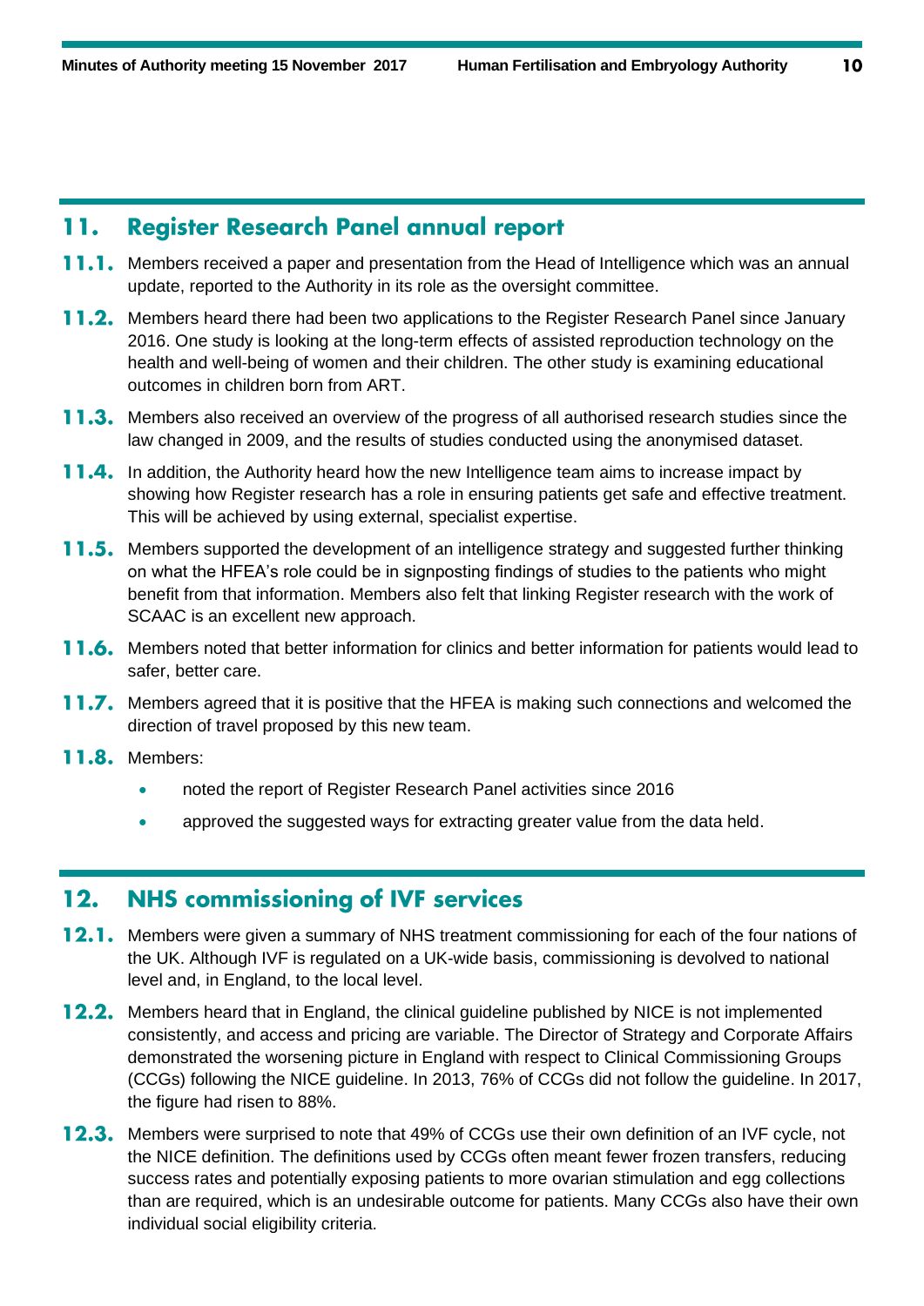## 11. Register Research Panel annual report

**11.1.** Members received a paper and presentation from the Head of Intelligence which was an annual update, reported to the Authority in its role as the oversight committee.

**11.2.** Members heard there had been two applications to the Register Research Panel since January 2016. One study is looking at the long-term effects of assisted reproduction technology on the health and well-being of women and their children. The other study is examining educational outcomes in children born from ART.

**11.3.** Members also received an overview of the progress of all authorised research studies since the law changed in 2009, and the results of studies conducted using the anonymised dataset.

**11.4.** In addition, the Authority heard how the new Intelligence team aims to increase impact by showing how Register research has a role in ensuring patients get safe and effective treatment. This will be achieved by using external, specialist expertise.

**11.5.** Members supported the development of an intelligence strategy and suggested further thinking on what the HFEA's role could be in signposting findings of studies to the patients who might benefit from that information. Members also felt that linking Register research with the work of SCAAC is an excellent new approach.

**11.6.** Members noted that better information for clinics and better information for patients would lead to safer, better care.

**11.7.** Members agreed that it is positive that the HFEA is making such connections and welcomed the direction of travel proposed by this new team.

**11.8.** Members:

- noted the report of Register Research Panel activities since 2016
- approved the suggested ways for extracting greater value from the data held.

## 12. NHS commissioning of IVF services

**12.1.** Members were given a summary of NHS treatment commissioning for each of the four nations of the UK. Although IVF is regulated on a UK-wide basis, commissioning is devolved to national level and, in England, to the local level.

**12.2.** Members heard that in England, the clinical guideline published by NICE is not implemented consistently, and access and pricing are variable. The Director of Strategy and Corporate Affairs demonstrated the worsening picture in England with respect to Clinical Commissioning Groups (CCGs) following the NICE guideline. In 2013, 76% of CCGs did not follow the guideline. In 2017, the figure had risen to 88%.

**12.3.** Members were surprised to note that 49% of CCGs use their own definition of an IVF cycle, not the NICE definition. The definitions used by CCGs often meant fewer frozen transfers, reducing success rates and potentially exposing patients to more ovarian stimulation and egg collections than are required, which is an undesirable outcome for patients. Many CCGs also have their own individual social eligibility criteria.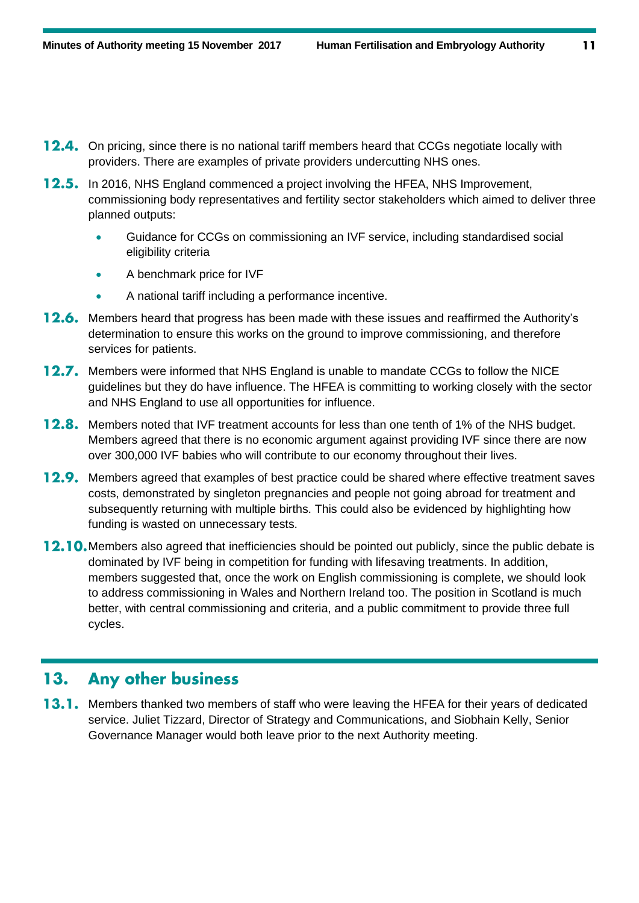**12.4.** On pricing, since there is no national tariff members heard that CCGs negotiate locally with providers. There are examples of private providers undercutting NHS ones.

**12.5.** In 2016, NHS England commenced a project involving the HFEA, NHS Improvement, commissioning body representatives and fertility sector stakeholders which aimed to deliver three planned outputs:

- Guidance for CCGs on commissioning an IVF service, including standardised social eligibility criteria
- A benchmark price for IVF
- A national tariff including a performance incentive.

**12.6.** Members heard that progress has been made with these issues and reaffirmed the Authority's determination to ensure this works on the ground to improve commissioning, and therefore services for patients.

**12.7.** Members were informed that NHS England is unable to mandate CCGs to follow the NICE guidelines but they do have influence. The HFEA is committing to working closely with the sector and NHS England to use all opportunities for influence.

**12.8.** Members noted that IVF treatment accounts for less than one tenth of 1% of the NHS budget. Members agreed that there is no economic argument against providing IVF since there are now over 300,000 IVF babies who will contribute to our economy throughout their lives.

**12.9.** Members agreed that examples of best practice could be shared where effective treatment saves costs, demonstrated by singleton pregnancies and people not going abroad for treatment and subsequently returning with multiple births. This could also be evidenced by highlighting how funding is wasted on unnecessary tests.

**12.10.** Members also agreed that inefficiencies should be pointed out publicly, since the public debate is dominated by IVF being in competition for funding with lifesaving treatments. In addition, members suggested that, once the work on English commissioning is complete, we should look to address commissioning in Wales and Northern Ireland too. The position in Scotland is much better, with central commissioning and criteria, and a public commitment to provide three full cycles.

## 13. Any other business

**13.1.** Members thanked two members of staff who were leaving the HFEA for their years of dedicated service. Juliet Tizzard, Director of Strategy and Communications, and Siobhain Kelly, Senior Governance Manager would both leave prior to the next Authority meeting.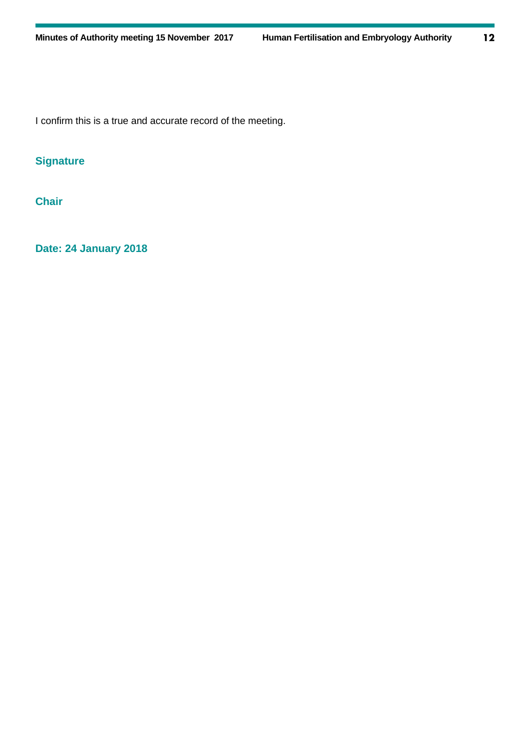I confirm this is a true and accurate record of the meeting.

**Signature**

**Chair**

**Date: 24 January 2018**